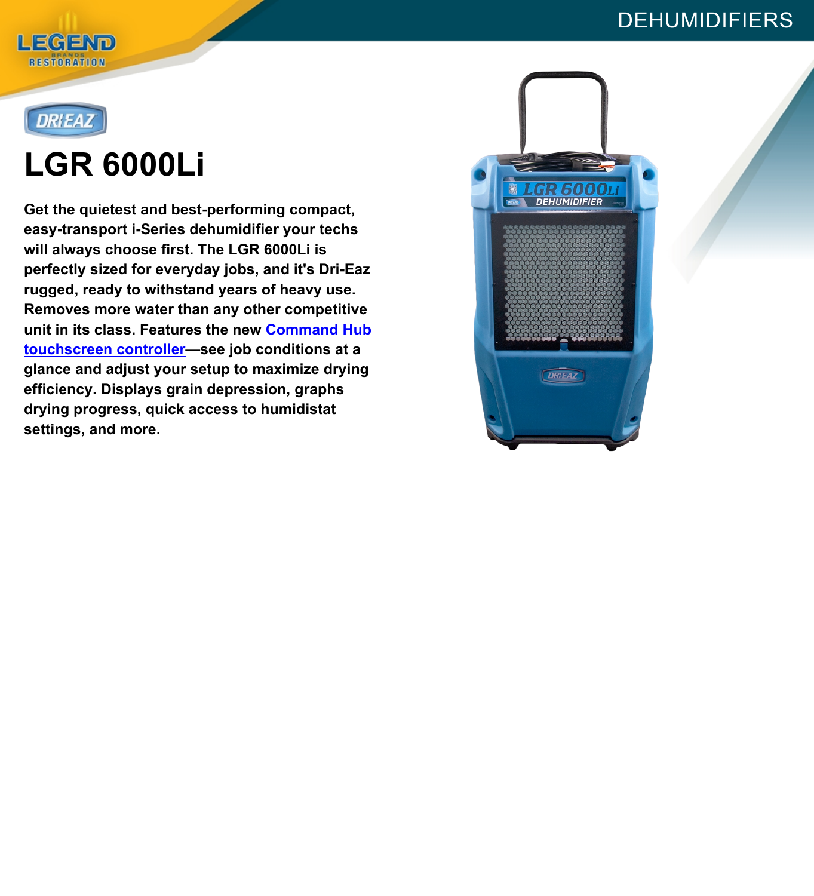# LGR 6000Li

**Get the quietest and best-performing compact, easy-transport i-Series dehumidifier your techs will always choose first. The LGR 6000Li is perfectly sized for everyday jobs, and it's Dri-Eaz rugged, ready to withstand years of heavy use. Removes more water than any other competitive unit in its class. Features the new Command Hub touchscreen controller—see job conditions at a glance and adjust your setup to maximize drying efficiency. Displays grain depression, graphs drying progress, quick access to humidistat settings, and more.**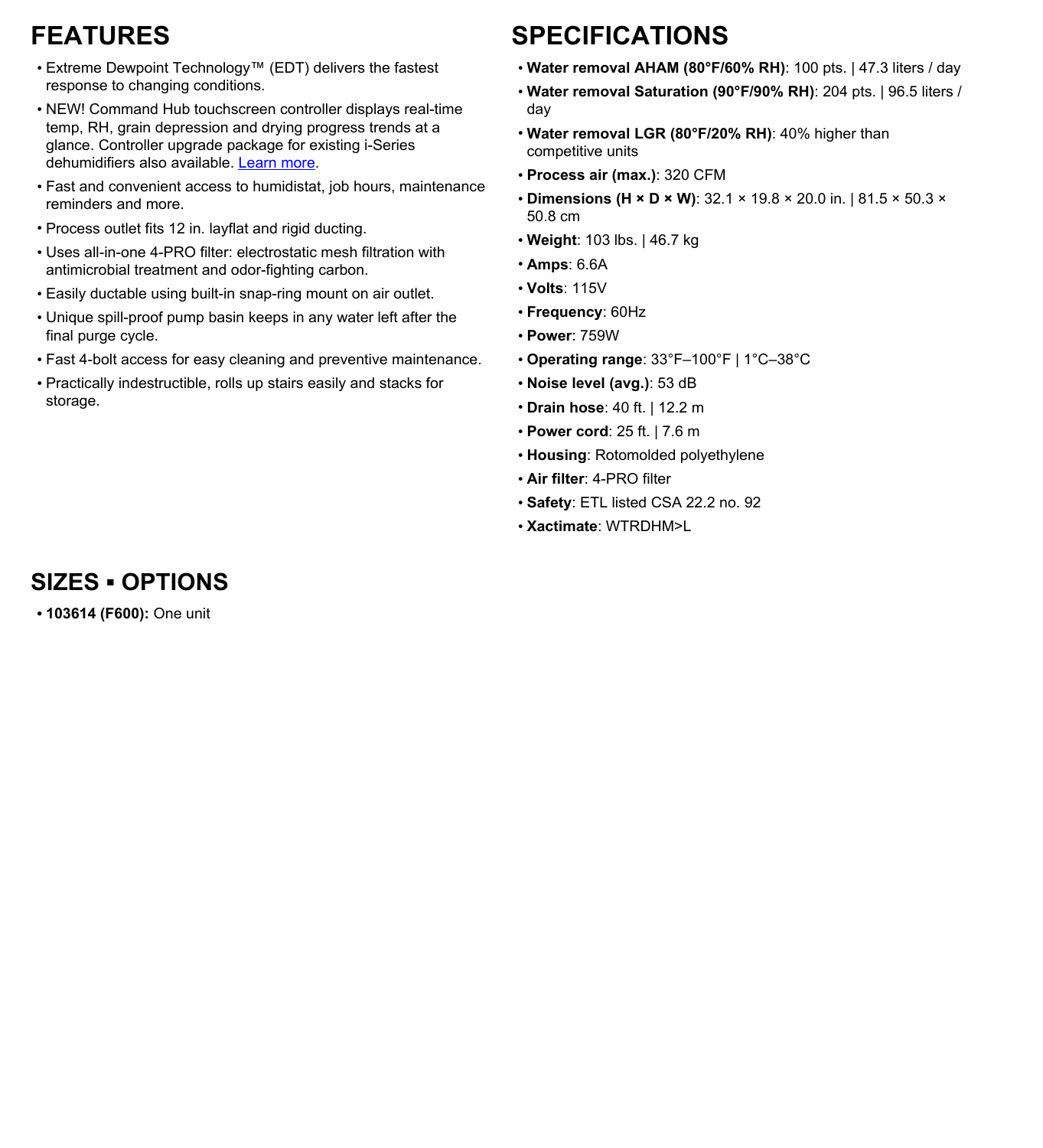## FEATURES

- Extreme Dewpoint Technology™ (EDT) delivers the fastest response to changing conditions.
- NEW! Command Hub touchscreen controller displays real-time temp, RH, grain depression and drying progress trends at a glance. Controller upgrade package for existing i-Series dehumidifiers also available. Learn more.
- Fast and convenient access to humidistat, job hours, maintenance reminders and more.
- Process outlet fits 12 in. layflat and rigid ducting.
- Uses all-in-one 4-PRO filter: electrostatic mesh filtration with antimicrobial treatment and odor-fighting carbon.
- Easily ductable using built-in snap-ring mount on air outlet.
- Unique spill-proof pump basin keeps in any water left after the final purge cycle.
- Fast 4-bolt access for easy cleaning and preventive maintenance.
- Practically indestructible, rolls up stairs easily and stacks for storage.

## SPECIFICATIONS

- **Water removal AHAM (80°F/60% RH)**: 100 pts. | 47.3 liters / day
- **Water removal Saturation (90°F/90% RH)**: 204 pts. | 96.5 liters / day
- **Water removal LGR (80°F/20% RH)**: 40% higher than competitive units
- **Process air (max.)**: 320 CFM
- **Dimensions (H × D × W)**: 32.1 × 19.8 × 20.0 in. | 81.5 × 50.3 × 50.8 cm
- **Weight**: 103 lbs. | 46.7 kg
- **Amps**: 6.6A
- **Volts**: 115V
- **Frequency**: 60Hz
- **Power**: 759W
- **Operating range**: 33°F–100°F | 1°C–38°C
- **Noise level (avg.)**: 53 dB
- **Drain hose**: 40 ft. | 12.2 m
- **Power cord**: 25 ft. | 7.6 m
- **Housing**: Rotomolded polyethylene
- **Air filter**: 4-PRO filter
- **Safety**: ETL listed CSA 22.2 no. 92
- **Xactimate**: WTRDHM>L

## SIZES ▪ OPTIONS

- **103614 (F600):** One unit